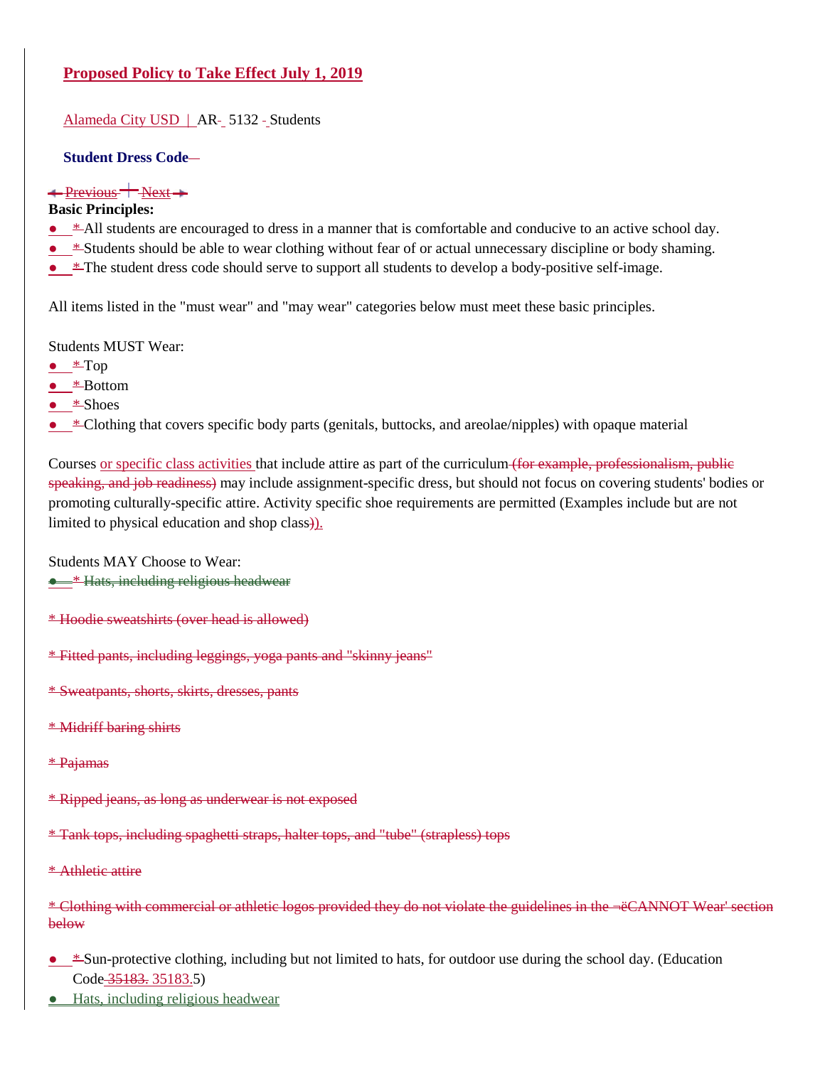**Proposed Policy to Take Effect July 1, 2019**

Alameda City USD | AR 5132 Students

**Student Dress Code**

~~Previous | Next~~

**Basic Principles:**

- All students are encouraged to dress in a manner that is comfortable and conducive to an active school day.
- Students should be able to wear clothing without fear of or actual unnecessary discipline or body shaming.
- The student dress code should serve to support all students to develop a body-positive self-image.

All items listed in the "must wear" and "may wear" categories below must meet these basic principles.

Students MUST Wear:

- Top
- Bottom
- Shoes
- Clothing that covers specific body parts (genitals, buttocks, and areolae/nipples) with opaque material

Courses or specific class activities that include attire as part of the curriculum ~~(for example, professionalism, public speaking, and job readiness)~~ may include assignment-specific dress, but should not focus on covering students' bodies or promoting culturally-specific attire. Activity specific shoe requirements are permitted (Examples include but are not limited to physical education and shop class).

Students MAY Choose to Wear:

- ~~Hats, including religious headwear~~

~~* Hoodie sweatshirts (over head is allowed)~~

~~* Fitted pants, including leggings, yoga pants and "skinny jeans"~~

~~* Sweatpants, shorts, skirts, dresses, pants~~

~~* Midriff baring shirts~~

~~* Pajamas~~

~~* Ripped jeans, as long as underwear is not exposed~~

~~* Tank tops, including spaghetti straps, halter tops, and "tube" (strapless) tops~~

~~* Athletic attire~~

~~* Clothing with commercial or athletic logos provided they do not violate the guidelines in the ¬ëCANNOT Wear' section below~~

- Sun-protective clothing, including but not limited to hats, for outdoor use during the school day. (Education Code 35183.5)
- Hats, including religious headwear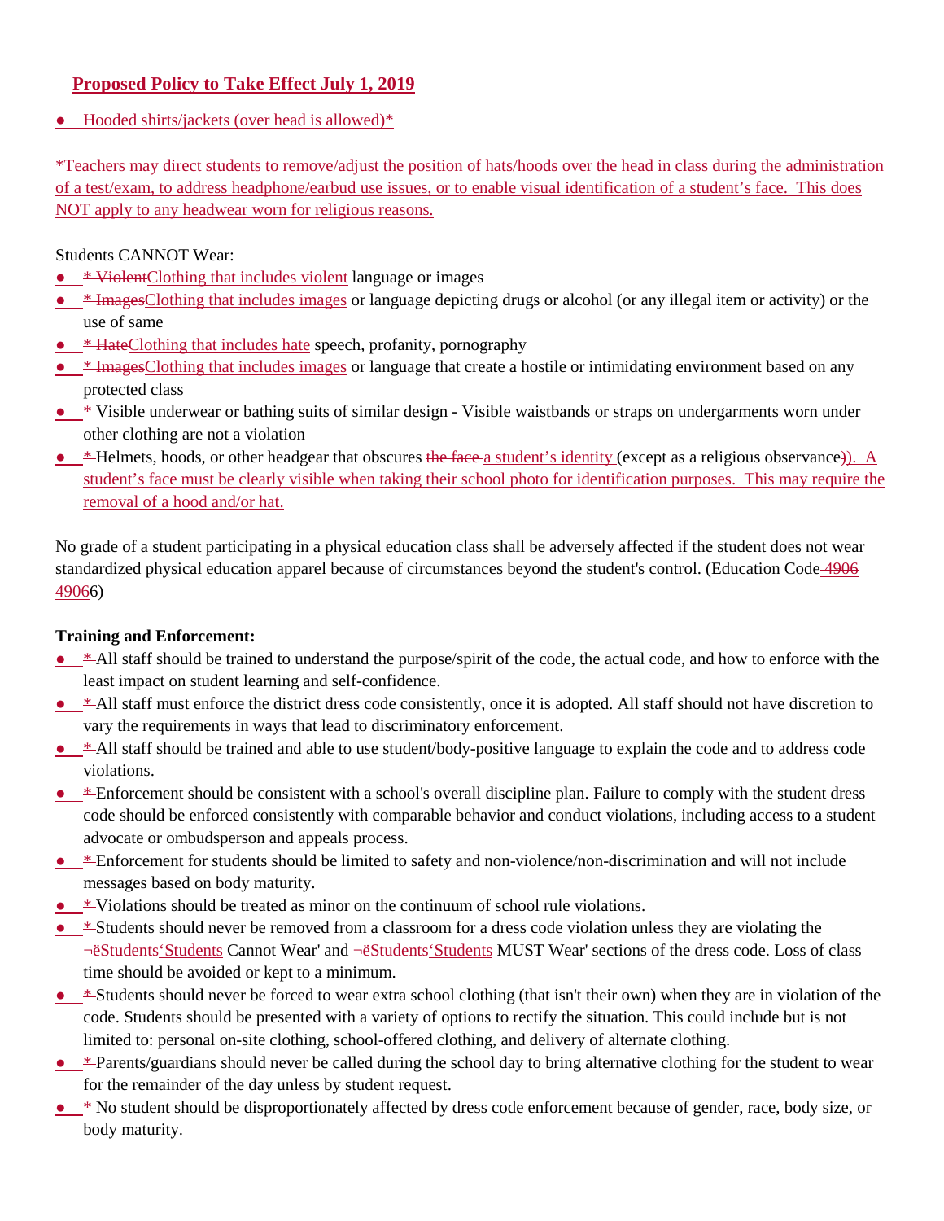## Proposed Policy to Take Effect July 1, 2019

- Hooded shirts/jackets (over head is allowed)*

*Teachers may direct students to remove/adjust the position of hats/hoods over the head in class during the administration of a test/exam, to address headphone/earbud use issues, or to enable visual identification of a student's face. This does NOT apply to any headwear worn for religious reasons.

Students CANNOT Wear:

- * ViolentClothing that includes violent language or images
- * ImagesClothing that includes images or language depicting drugs or alcohol (or any illegal item or activity) or the use of same
- * HateClothing that includes hate speech, profanity, pornography
- * ImagesClothing that includes images or language that create a hostile or intimidating environment based on any protected class
- * Visible underwear or bathing suits of similar design - Visible waistbands or straps on undergarments worn under other clothing are not a violation
- * Helmets, hoods, or other headgear that obscures the face a student's identity (except as a religious observance)). A student's face must be clearly visible when taking their school photo for identification purposes. This may require the removal of a hood and/or hat.

No grade of a student participating in a physical education class shall be adversely affected if the student does not wear standardized physical education apparel because of circumstances beyond the student's control. (Education Code 4906 49066)

**Training and Enforcement:**

- * All staff should be trained to understand the purpose/spirit of the code, the actual code, and how to enforce with the least impact on student learning and self-confidence.
- * All staff must enforce the district dress code consistently, once it is adopted. All staff should not have discretion to vary the requirements in ways that lead to discriminatory enforcement.
- * All staff should be trained and able to use student/body-positive language to explain the code and to address code violations.
- * Enforcement should be consistent with a school's overall discipline plan. Failure to comply with the student dress code should be enforced consistently with comparable behavior and conduct violations, including access to a student advocate or ombudsperson and appeals process.
- * Enforcement for students should be limited to safety and non-violence/non-discrimination and will not include messages based on body maturity.
- * Violations should be treated as minor on the continuum of school rule violations.
- * Students should never be removed from a classroom for a dress code violation unless they are violating the ¬ëStudents'Students Cannot Wear' and ¬ëStudents'Students MUST Wear' sections of the dress code. Loss of class time should be avoided or kept to a minimum.
- * Students should never be forced to wear extra school clothing (that isn't their own) when they are in violation of the code. Students should be presented with a variety of options to rectify the situation. This could include but is not limited to: personal on-site clothing, school-offered clothing, and delivery of alternate clothing.
- * Parents/guardians should never be called during the school day to bring alternative clothing for the student to wear for the remainder of the day unless by student request.
- * No student should be disproportionately affected by dress code enforcement because of gender, race, body size, or body maturity.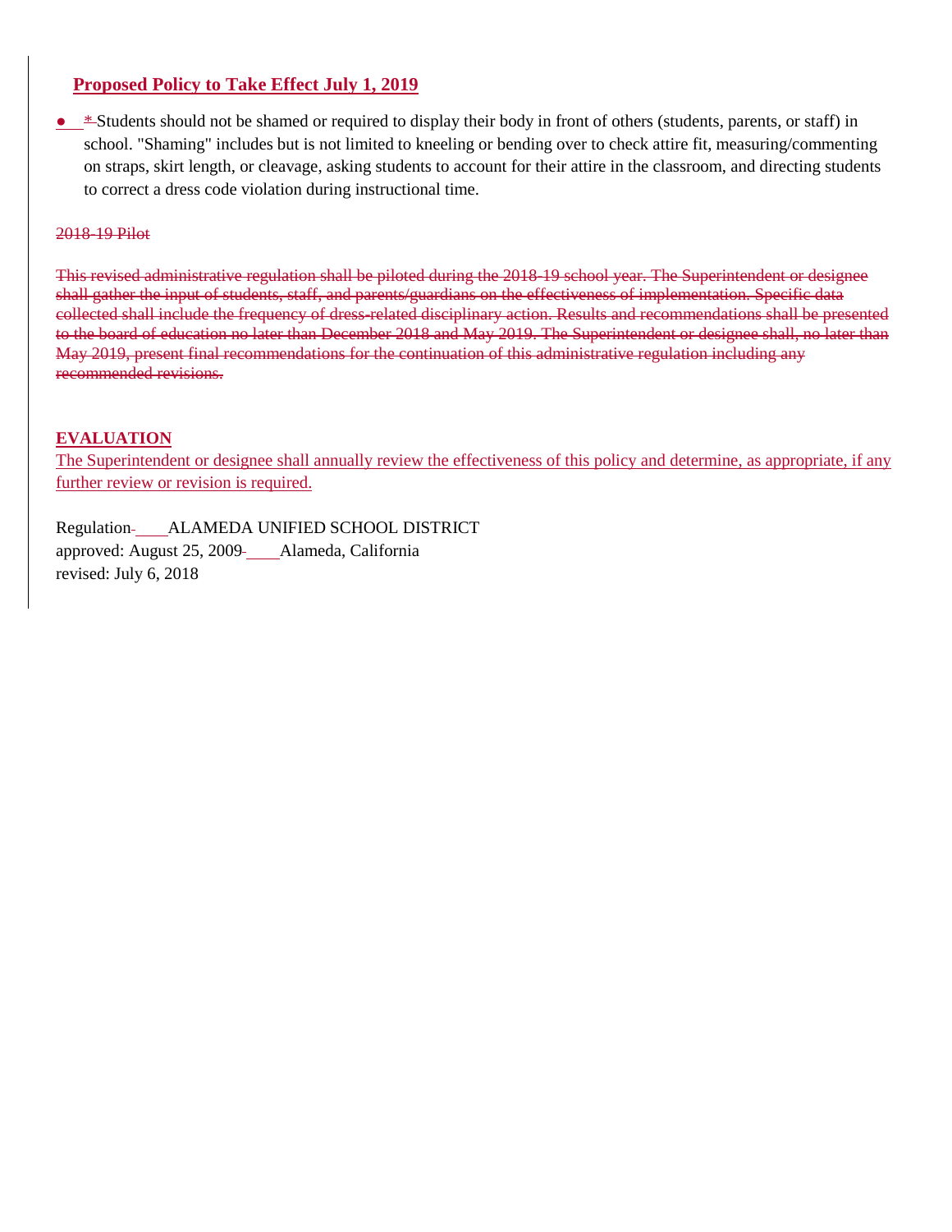**Proposed Policy to Take Effect July 1, 2019**

- * Students should not be shamed or required to display their body in front of others (students, parents, or staff) in school. "Shaming" includes but is not limited to kneeling or bending over to check attire fit, measuring/commenting on straps, skirt length, or cleavage, asking students to account for their attire in the classroom, and directing students to correct a dress code violation during instructional time.

~~2018-19 Pilot~~

~~This revised administrative regulation shall be piloted during the 2018-19 school year. The Superintendent or designee shall gather the input of students, staff, and parents/guardians on the effectiveness of implementation. Specific data collected shall include the frequency of dress-related disciplinary action. Results and recommendations shall be presented to the board of education no later than December 2018 and May 2019. The Superintendent or designee shall, no later than May 2019, present final recommendations for the continuation of this administrative regulation including any recommended revisions.~~

**EVALUATION**

The Superintendent or designee shall annually review the effectiveness of this policy and determine, as appropriate, if any further review or revision is required.

Regulation ALAMEDA UNIFIED SCHOOL DISTRICT
approved: August 25, 2009 Alameda, California
revised: July 6, 2018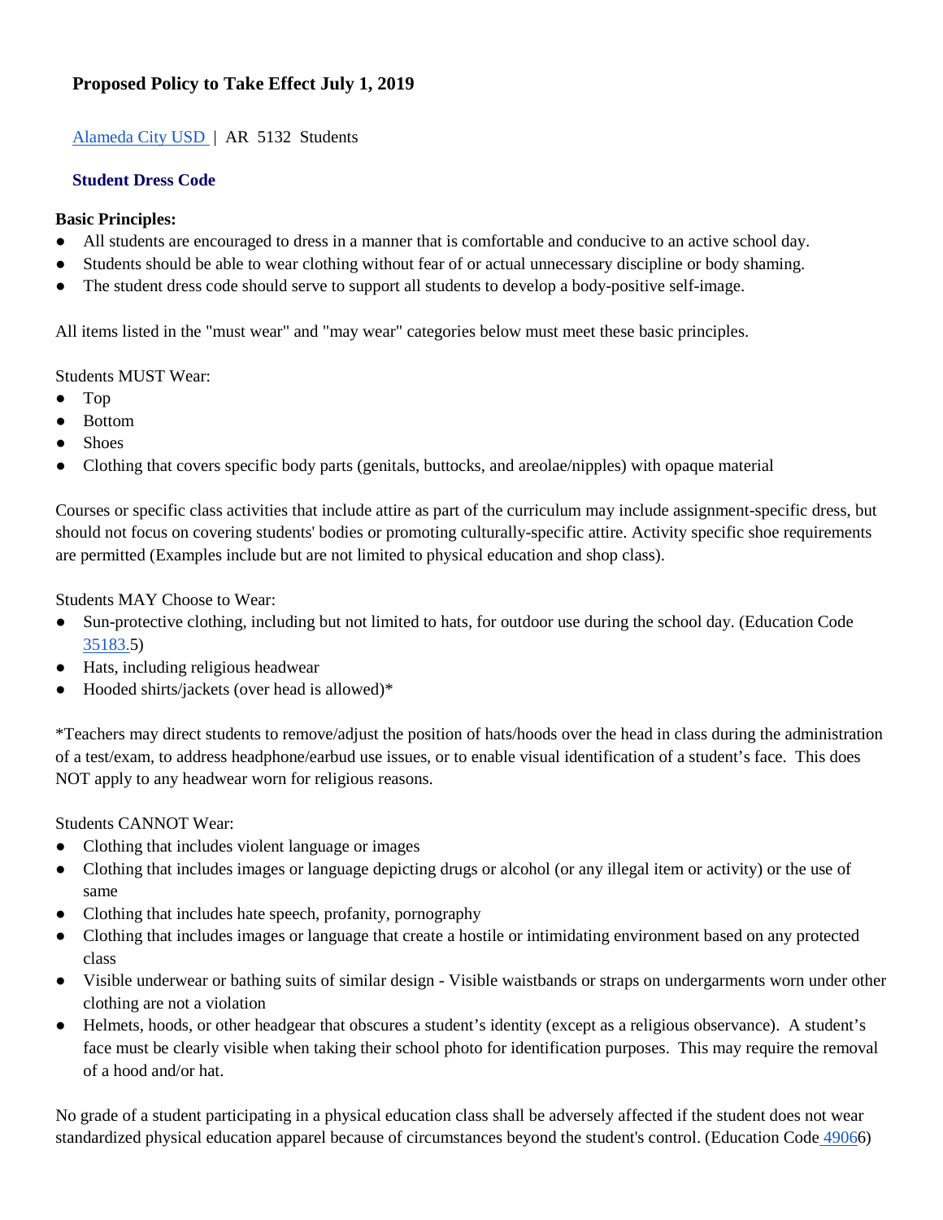### Proposed Policy to Take Effect July 1, 2019

[Alameda City USD](#) | AR 5132 Students

### Student Dress Code

**Basic Principles:**

- All students are encouraged to dress in a manner that is comfortable and conducive to an active school day.
- Students should be able to wear clothing without fear of or actual unnecessary discipline or body shaming.
- The student dress code should serve to support all students to develop a body-positive self-image.

All items listed in the "must wear" and "may wear" categories below must meet these basic principles.

Students MUST Wear:

- Top
- Bottom
- Shoes
- Clothing that covers specific body parts (genitals, buttocks, and areolae/nipples) with opaque material

Courses or specific class activities that include attire as part of the curriculum may include assignment-specific dress, but should not focus on covering students' bodies or promoting culturally-specific attire. Activity specific shoe requirements are permitted (Examples include but are not limited to physical education and shop class).

Students MAY Choose to Wear:

- Sun-protective clothing, including but not limited to hats, for outdoor use during the school day. (Education Code 35183.5)
- Hats, including religious headwear
- Hooded shirts/jackets (over head is allowed)*

*Teachers may direct students to remove/adjust the position of hats/hoods over the head in class during the administration of a test/exam, to address headphone/earbud use issues, or to enable visual identification of a student's face. This does NOT apply to any headwear worn for religious reasons.

Students CANNOT Wear:

- Clothing that includes violent language or images
- Clothing that includes images or language depicting drugs or alcohol (or any illegal item or activity) or the use of same
- Clothing that includes hate speech, profanity, pornography
- Clothing that includes images or language that create a hostile or intimidating environment based on any protected class
- Visible underwear or bathing suits of similar design - Visible waistbands or straps on undergarments worn under other clothing are not a violation
- Helmets, hoods, or other headgear that obscures a student's identity (except as a religious observance). A student's face must be clearly visible when taking their school photo for identification purposes. This may require the removal of a hood and/or hat.

No grade of a student participating in a physical education class shall be adversely affected if the student does not wear standardized physical education apparel because of circumstances beyond the student's control. (Education Code 49066)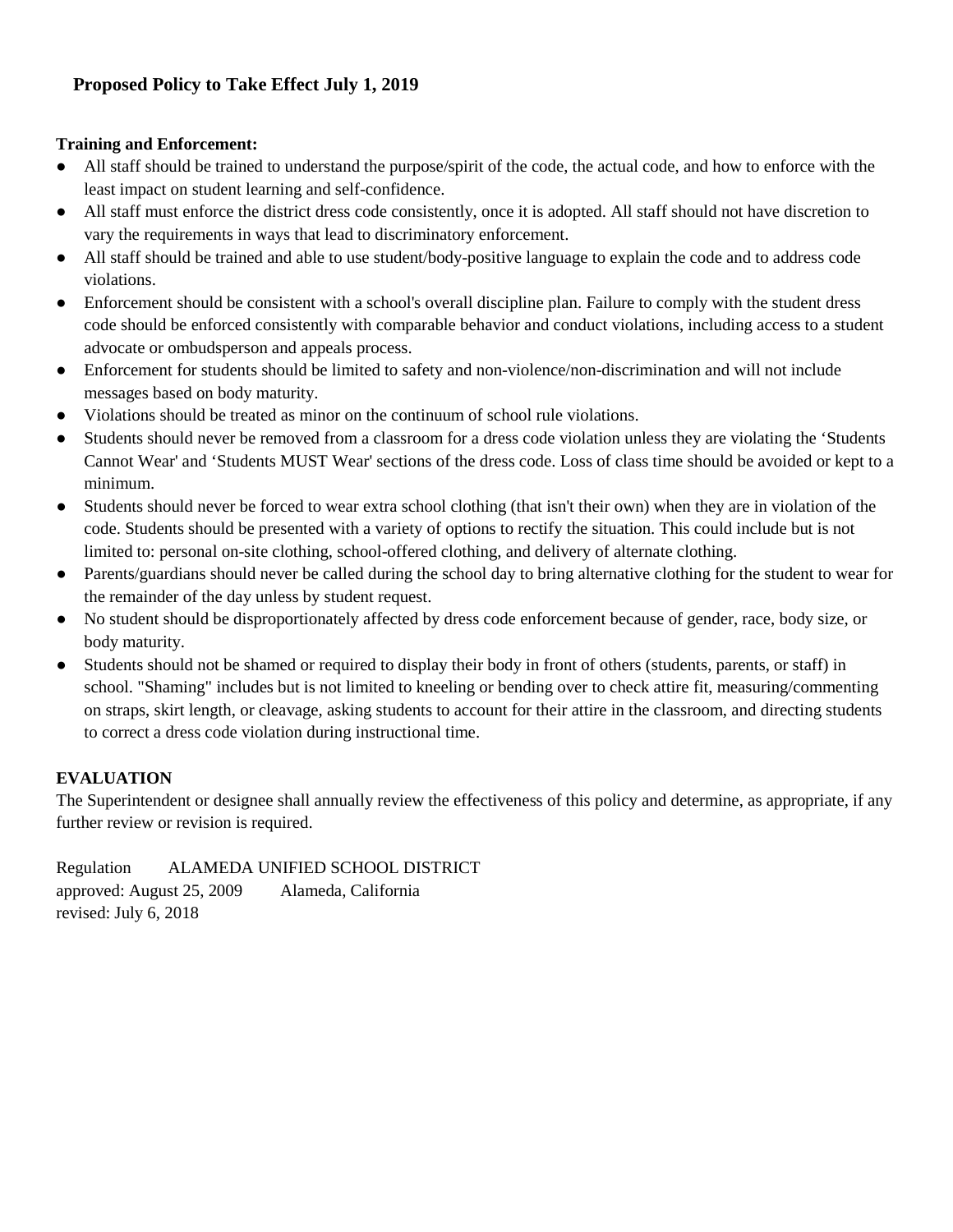**Proposed Policy to Take Effect July 1, 2019**

**Training and Enforcement:**

- All staff should be trained to understand the purpose/spirit of the code, the actual code, and how to enforce with the least impact on student learning and self-confidence.
- All staff must enforce the district dress code consistently, once it is adopted. All staff should not have discretion to vary the requirements in ways that lead to discriminatory enforcement.
- All staff should be trained and able to use student/body-positive language to explain the code and to address code violations.
- Enforcement should be consistent with a school's overall discipline plan. Failure to comply with the student dress code should be enforced consistently with comparable behavior and conduct violations, including access to a student advocate or ombudsperson and appeals process.
- Enforcement for students should be limited to safety and non-violence/non-discrimination and will not include messages based on body maturity.
- Violations should be treated as minor on the continuum of school rule violations.
- Students should never be removed from a classroom for a dress code violation unless they are violating the 'Students Cannot Wear' and 'Students MUST Wear' sections of the dress code. Loss of class time should be avoided or kept to a minimum.
- Students should never be forced to wear extra school clothing (that isn't their own) when they are in violation of the code. Students should be presented with a variety of options to rectify the situation. This could include but is not limited to: personal on-site clothing, school-offered clothing, and delivery of alternate clothing.
- Parents/guardians should never be called during the school day to bring alternative clothing for the student to wear for the remainder of the day unless by student request.
- No student should be disproportionately affected by dress code enforcement because of gender, race, body size, or body maturity.
- Students should not be shamed or required to display their body in front of others (students, parents, or staff) in school. "Shaming" includes but is not limited to kneeling or bending over to check attire fit, measuring/commenting on straps, skirt length, or cleavage, asking students to account for their attire in the classroom, and directing students to correct a dress code violation during instructional time.

**EVALUATION**

The Superintendent or designee shall annually review the effectiveness of this policy and determine, as appropriate, if any further review or revision is required.

Regulation ALAMEDA UNIFIED SCHOOL DISTRICT
approved: August 25, 2009 Alameda, California
revised: July 6, 2018